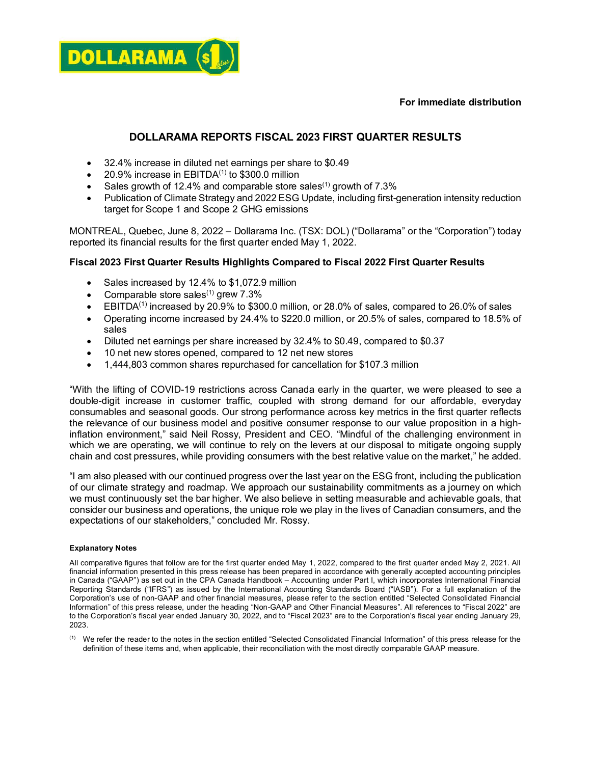**For immediate distribution**

# DOLLARAMA REPORTS FISCAL 2023 FIRST QUARTER RESULTS

- 32.4% increase in diluted net earnings per share to $0.49
- 20.9% increase in EBITDA[1] to $300.0 million
- Sales growth of 12.4% and comparable store sales[1] growth of 7.3%
- Publication of Climate Strategy and 2022 ESG Update, including first-generation intensity reduction target for Scope 1 and Scope 2 GHG emissions

MONTREAL, Quebec, June 8, 2022 – Dollarama Inc. (TSX: DOL) ("Dollarama" or the "Corporation") today reported its financial results for the first quarter ended May 1, 2022.

### Fiscal 2023 First Quarter Results Highlights Compared to Fiscal 2022 First Quarter Results

- Sales increased by 12.4% to $1,072.9 million
- Comparable store sales[1] grew 7.3%
- EBITDA[1] increased by 20.9% to $300.0 million, or 28.0% of sales, compared to 26.0% of sales
- Operating income increased by 24.4% to $220.0 million, or 20.5% of sales, compared to 18.5% of sales
- Diluted net earnings per share increased by 32.4% to $0.49, compared to $0.37
- 10 net new stores opened, compared to 12 net new stores
- 1,444,803 common shares repurchased for cancellation for $107.3 million

"With the lifting of COVID-19 restrictions across Canada early in the quarter, we were pleased to see a double-digit increase in customer traffic, coupled with strong demand for our affordable, everyday consumables and seasonal goods. Our strong performance across key metrics in the first quarter reflects the relevance of our business model and positive consumer response to our value proposition in a high-inflation environment," said Neil Rossy, President and CEO. "Mindful of the challenging environment in which we are operating, we will continue to rely on the levers at our disposal to mitigate ongoing supply chain and cost pressures, while providing consumers with the best relative value on the market," he added.

"I am also pleased with our continued progress over the last year on the ESG front, including the publication of our climate strategy and roadmap. We approach our sustainability commitments as a journey on which we must continuously set the bar higher. We also believe in setting measurable and achievable goals, that consider our business and operations, the unique role we play in the lives of Canadian consumers, and the expectations of our stakeholders," concluded Mr. Rossy.

**Explanatory Notes**

All comparative figures that follow are for the first quarter ended May 1, 2022, compared to the first quarter ended May 2, 2021. All financial information presented in this press release has been prepared in accordance with generally accepted accounting principles in Canada ("GAAP") as set out in the CPA Canada Handbook – Accounting under Part I, which incorporates International Financial Reporting Standards ("IFRS") as issued by the International Accounting Standards Board ("IASB"). For a full explanation of the Corporation's use of non-GAAP and other financial measures, please refer to the section entitled "Selected Consolidated Financial Information" of this press release, under the heading "Non-GAAP and Other Financial Measures". All references to "Fiscal 2022" are to the Corporation's fiscal year ended January 30, 2022, and to "Fiscal 2023" are to the Corporation's fiscal year ending January 29, 2023.

[1] We refer the reader to the notes in the section entitled "Selected Consolidated Financial Information" of this press release for the definition of these items and, when applicable, their reconciliation with the most directly comparable GAAP measure.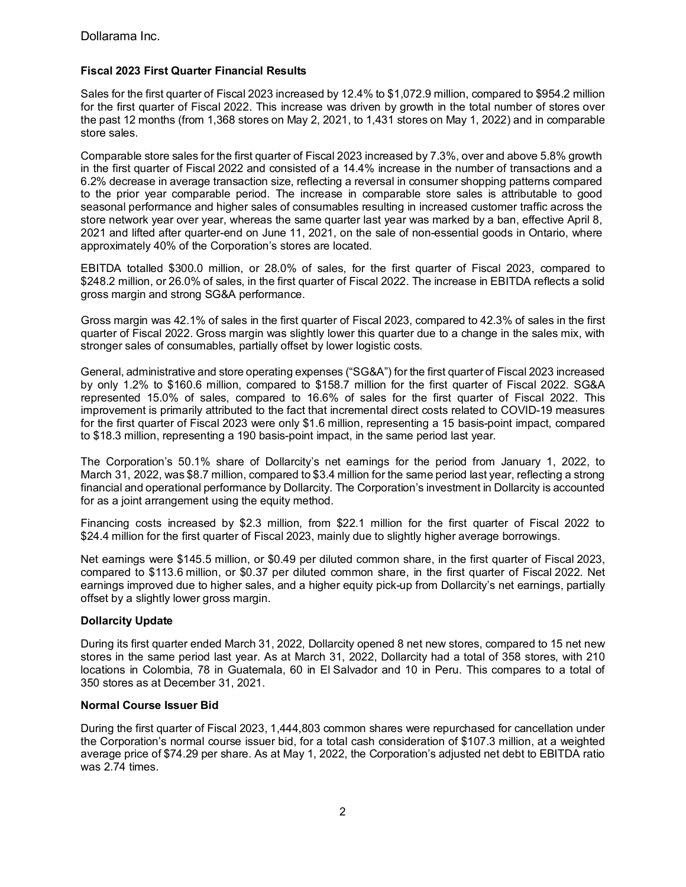### Fiscal 2023 First Quarter Financial Results

Sales for the first quarter of Fiscal 2023 increased by 12.4% to $1,072.9 million, compared to $954.2 million for the first quarter of Fiscal 2022. This increase was driven by growth in the total number of stores over the past 12 months (from 1,368 stores on May 2, 2021, to 1,431 stores on May 1, 2022) and in comparable store sales.

Comparable store sales for the first quarter of Fiscal 2023 increased by 7.3%, over and above 5.8% growth in the first quarter of Fiscal 2022 and consisted of a 14.4% increase in the number of transactions and a 6.2% decrease in average transaction size, reflecting a reversal in consumer shopping patterns compared to the prior year comparable period. The increase in comparable store sales is attributable to good seasonal performance and higher sales of consumables resulting in increased customer traffic across the store network year over year, whereas the same quarter last year was marked by a ban, effective April 8, 2021 and lifted after quarter-end on June 11, 2021, on the sale of non-essential goods in Ontario, where approximately 40% of the Corporation's stores are located.

EBITDA totalled $300.0 million, or 28.0% of sales, for the first quarter of Fiscal 2023, compared to $248.2 million, or 26.0% of sales, in the first quarter of Fiscal 2022. The increase in EBITDA reflects a solid gross margin and strong SG&A performance.

Gross margin was 42.1% of sales in the first quarter of Fiscal 2023, compared to 42.3% of sales in the first quarter of Fiscal 2022. Gross margin was slightly lower this quarter due to a change in the sales mix, with stronger sales of consumables, partially offset by lower logistic costs.

General, administrative and store operating expenses ("SG&A") for the first quarter of Fiscal 2023 increased by only 1.2% to $160.6 million, compared to $158.7 million for the first quarter of Fiscal 2022. SG&A represented 15.0% of sales, compared to 16.6% of sales for the first quarter of Fiscal 2022. This improvement is primarily attributed to the fact that incremental direct costs related to COVID-19 measures for the first quarter of Fiscal 2023 were only $1.6 million, representing a 15 basis-point impact, compared to $18.3 million, representing a 190 basis-point impact, in the same period last year.

The Corporation's 50.1% share of Dollarcity's net earnings for the period from January 1, 2022, to March 31, 2022, was $8.7 million, compared to $3.4 million for the same period last year, reflecting a strong financial and operational performance by Dollarcity. The Corporation's investment in Dollarcity is accounted for as a joint arrangement using the equity method.

Financing costs increased by $2.3 million, from $22.1 million for the first quarter of Fiscal 2022 to $24.4 million for the first quarter of Fiscal 2023, mainly due to slightly higher average borrowings.

Net earnings were $145.5 million, or $0.49 per diluted common share, in the first quarter of Fiscal 2023, compared to $113.6 million, or $0.37 per diluted common share, in the first quarter of Fiscal 2022. Net earnings improved due to higher sales, and a higher equity pick-up from Dollarcity's net earnings, partially offset by a slightly lower gross margin.

### Dollarcity Update

During its first quarter ended March 31, 2022, Dollarcity opened 8 net new stores, compared to 15 net new stores in the same period last year. As at March 31, 2022, Dollarcity had a total of 358 stores, with 210 locations in Colombia, 78 in Guatemala, 60 in El Salvador and 10 in Peru. This compares to a total of 350 stores as at December 31, 2021.

### Normal Course Issuer Bid

During the first quarter of Fiscal 2023, 1,444,803 common shares were repurchased for cancellation under the Corporation's normal course issuer bid, for a total cash consideration of $107.3 million, at a weighted average price of $74.29 per share. As at May 1, 2022, the Corporation's adjusted net debt to EBITDA ratio was 2.74 times.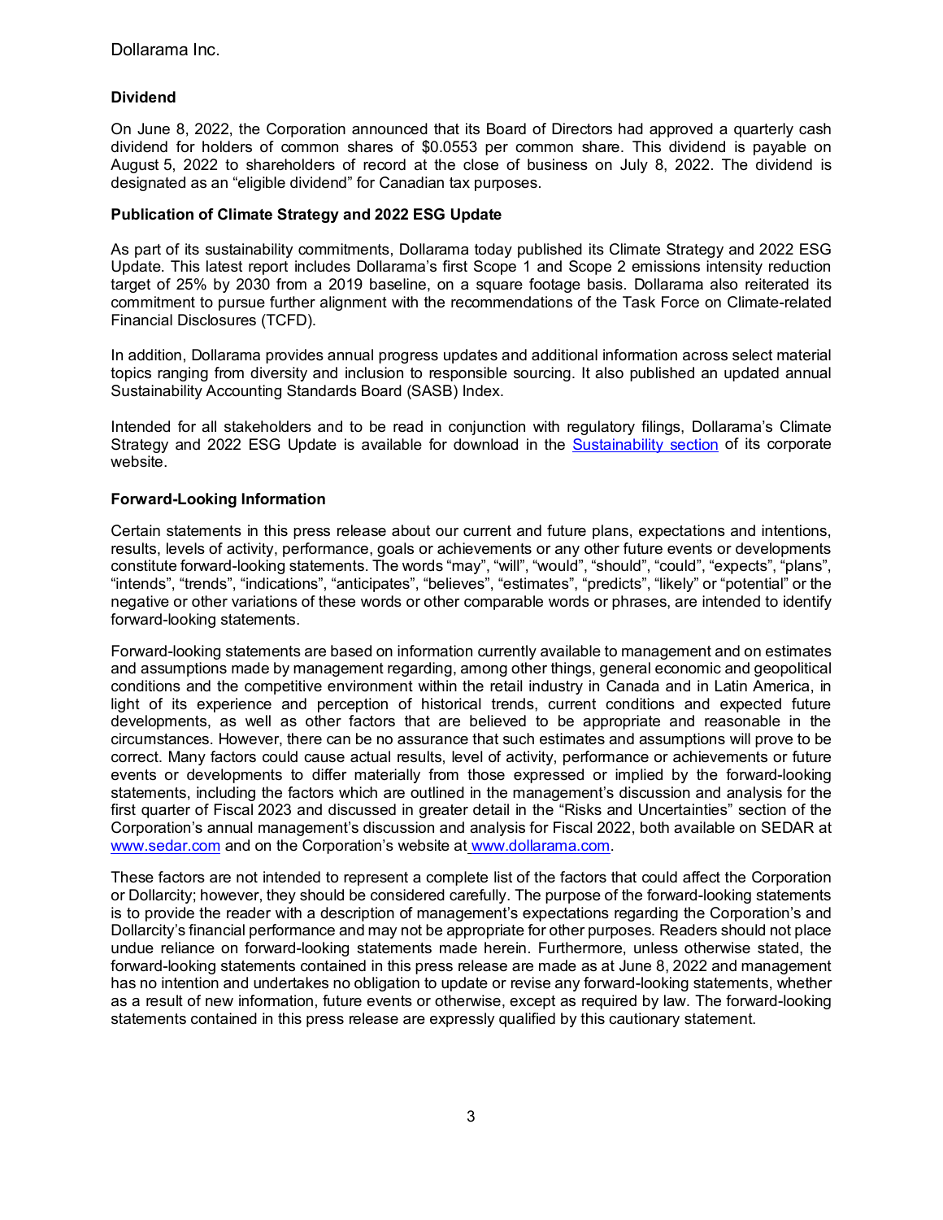**Dividend**

On June 8, 2022, the Corporation announced that its Board of Directors had approved a quarterly cash dividend for holders of common shares of $0.0553 per common share. This dividend is payable on August 5, 2022 to shareholders of record at the close of business on July 8, 2022. The dividend is designated as an "eligible dividend" for Canadian tax purposes.

**Publication of Climate Strategy and 2022 ESG Update**

As part of its sustainability commitments, Dollarama today published its Climate Strategy and 2022 ESG Update. This latest report includes Dollarama's first Scope 1 and Scope 2 emissions intensity reduction target of 25% by 2030 from a 2019 baseline, on a square footage basis. Dollarama also reiterated its commitment to pursue further alignment with the recommendations of the Task Force on Climate-related Financial Disclosures (TCFD).

In addition, Dollarama provides annual progress updates and additional information across select material topics ranging from diversity and inclusion to responsible sourcing. It also published an updated annual Sustainability Accounting Standards Board (SASB) Index.

Intended for all stakeholders and to be read in conjunction with regulatory filings, Dollarama's Climate Strategy and 2022 ESG Update is available for download in the Sustainability section of its corporate website.

**Forward-Looking Information**

Certain statements in this press release about our current and future plans, expectations and intentions, results, levels of activity, performance, goals or achievements or any other future events or developments constitute forward-looking statements. The words "may", "will", "would", "should", "could", "expects", "plans", "intends", "trends", "indications", "anticipates", "believes", "estimates", "predicts", "likely" or "potential" or the negative or other variations of these words or other comparable words or phrases, are intended to identify forward-looking statements.

Forward-looking statements are based on information currently available to management and on estimates and assumptions made by management regarding, among other things, general economic and geopolitical conditions and the competitive environment within the retail industry in Canada and in Latin America, in light of its experience and perception of historical trends, current conditions and expected future developments, as well as other factors that are believed to be appropriate and reasonable in the circumstances. However, there can be no assurance that such estimates and assumptions will prove to be correct. Many factors could cause actual results, level of activity, performance or achievements or future events or developments to differ materially from those expressed or implied by the forward-looking statements, including the factors which are outlined in the management's discussion and analysis for the first quarter of Fiscal 2023 and discussed in greater detail in the "Risks and Uncertainties" section of the Corporation's annual management's discussion and analysis for Fiscal 2022, both available on SEDAR at www.sedar.com and on the Corporation's website at www.dollarama.com.

These factors are not intended to represent a complete list of the factors that could affect the Corporation or Dollarcity; however, they should be considered carefully. The purpose of the forward-looking statements is to provide the reader with a description of management's expectations regarding the Corporation's and Dollarcity's financial performance and may not be appropriate for other purposes. Readers should not place undue reliance on forward-looking statements made herein. Furthermore, unless otherwise stated, the forward-looking statements contained in this press release are made as at June 8, 2022 and management has no intention and undertakes no obligation to update or revise any forward-looking statements, whether as a result of new information, future events or otherwise, except as required by law. The forward-looking statements contained in this press release are expressly qualified by this cautionary statement.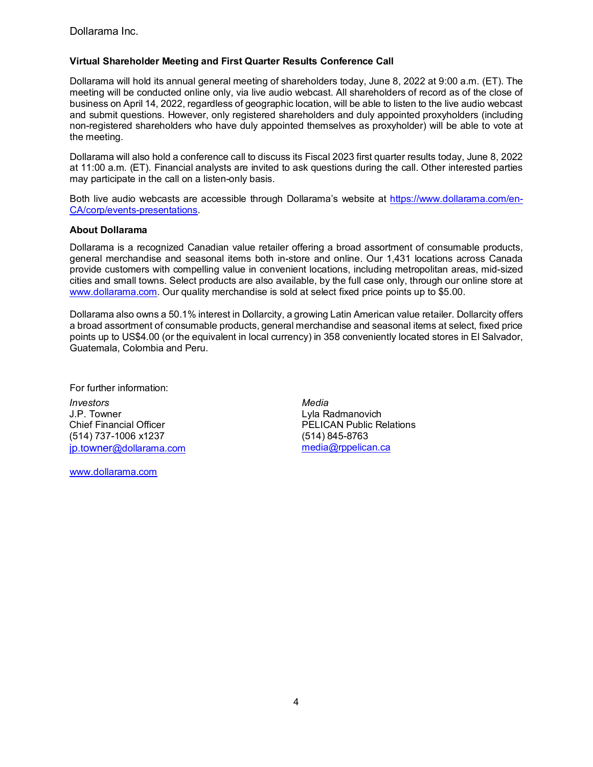**Virtual Shareholder Meeting and First Quarter Results Conference Call**

Dollarama will hold its annual general meeting of shareholders today, June 8, 2022 at 9:00 a.m. (ET). The meeting will be conducted online only, via live audio webcast. All shareholders of record as of the close of business on April 14, 2022, regardless of geographic location, will be able to listen to the live audio webcast and submit questions. However, only registered shareholders and duly appointed proxyholders (including non-registered shareholders who have duly appointed themselves as proxyholder) will be able to vote at the meeting.

Dollarama will also hold a conference call to discuss its Fiscal 2023 first quarter results today, June 8, 2022 at 11:00 a.m. (ET). Financial analysts are invited to ask questions during the call. Other interested parties may participate in the call on a listen-only basis.

Both live audio webcasts are accessible through Dollarama's website at https://www.dollarama.com/en-CA/corp/events-presentations.

**About Dollarama**

Dollarama is a recognized Canadian value retailer offering a broad assortment of consumable products, general merchandise and seasonal items both in-store and online. Our 1,431 locations across Canada provide customers with compelling value in convenient locations, including metropolitan areas, mid-sized cities and small towns. Select products are also available, by the full case only, through our online store at www.dollarama.com. Our quality merchandise is sold at select fixed price points up to $5.00.

Dollarama also owns a 50.1% interest in Dollarcity, a growing Latin American value retailer. Dollarcity offers a broad assortment of consumable products, general merchandise and seasonal items at select, fixed price points up to US$4.00 (or the equivalent in local currency) in 358 conveniently located stores in El Salvador, Guatemala, Colombia and Peru.

For further information:

*Investors*
J.P. Towner
Chief Financial Officer
(514) 737-1006 x1237
jp.towner@dollarama.com

*Media*
Lyla Radmanovich
PELICAN Public Relations
(514) 845-8763
media@rppelican.ca

www.dollarama.com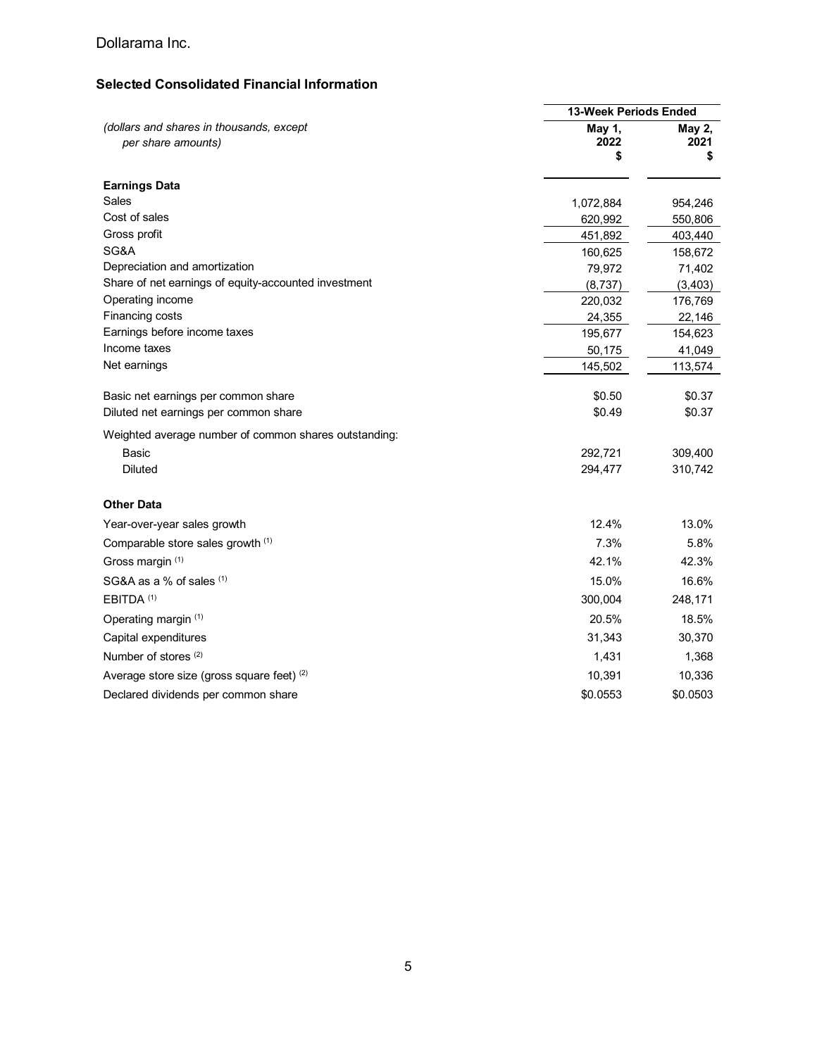Dollarama Inc.

## Selected Consolidated Financial Information

| *(dollars and shares in thousands, except per share amounts)* | 13-Week Periods Ended | |
|---|---|---|
| | **May 1, 2022 $** | **May 2, 2021 $** |
| **Earnings Data** | | |
| Sales | 1,072,884 | 954,246 |
| Cost of sales | 620,992 | 550,806 |
| Gross profit | 451,892 | 403,440 |
| SG&A | 160,625 | 158,672 |
| Depreciation and amortization | 79,972 | 71,402 |
| Share of net earnings of equity-accounted investment | (8,737) | (3,403) |
| Operating income | 220,032 | 176,769 |
| Financing costs | 24,355 | 22,146 |
| Earnings before income taxes | 195,677 | 154,623 |
| Income taxes | 50,175 | 41,049 |
| Net earnings | 145,502 | 113,574 |
| | | |
| Basic net earnings per common share | $0.50 | $0.37 |
| Diluted net earnings per common share | $0.49 | $0.37 |
| Weighted average number of common shares outstanding: | | |
| Basic | 292,721 | 309,400 |
| Diluted | 294,477 | 310,742 |
| | | |
| **Other Data** | | |
| Year-over-year sales growth | 12.4% | 13.0% |
| Comparable store sales growth [(1)] | 7.3% | 5.8% |
| Gross margin [(1)] | 42.1% | 42.3% |
| SG&A as a % of sales [(1)] | 15.0% | 16.6% |
| EBITDA [(1)] | 300,004 | 248,171 |
| Operating margin [(1)] | 20.5% | 18.5% |
| Capital expenditures | 31,343 | 30,370 |
| Number of stores [(2)] | 1,431 | 1,368 |
| Average store size (gross square feet) [(2)] | 10,391 | 10,336 |
| Declared dividends per common share | $0.0553 | $0.0503 |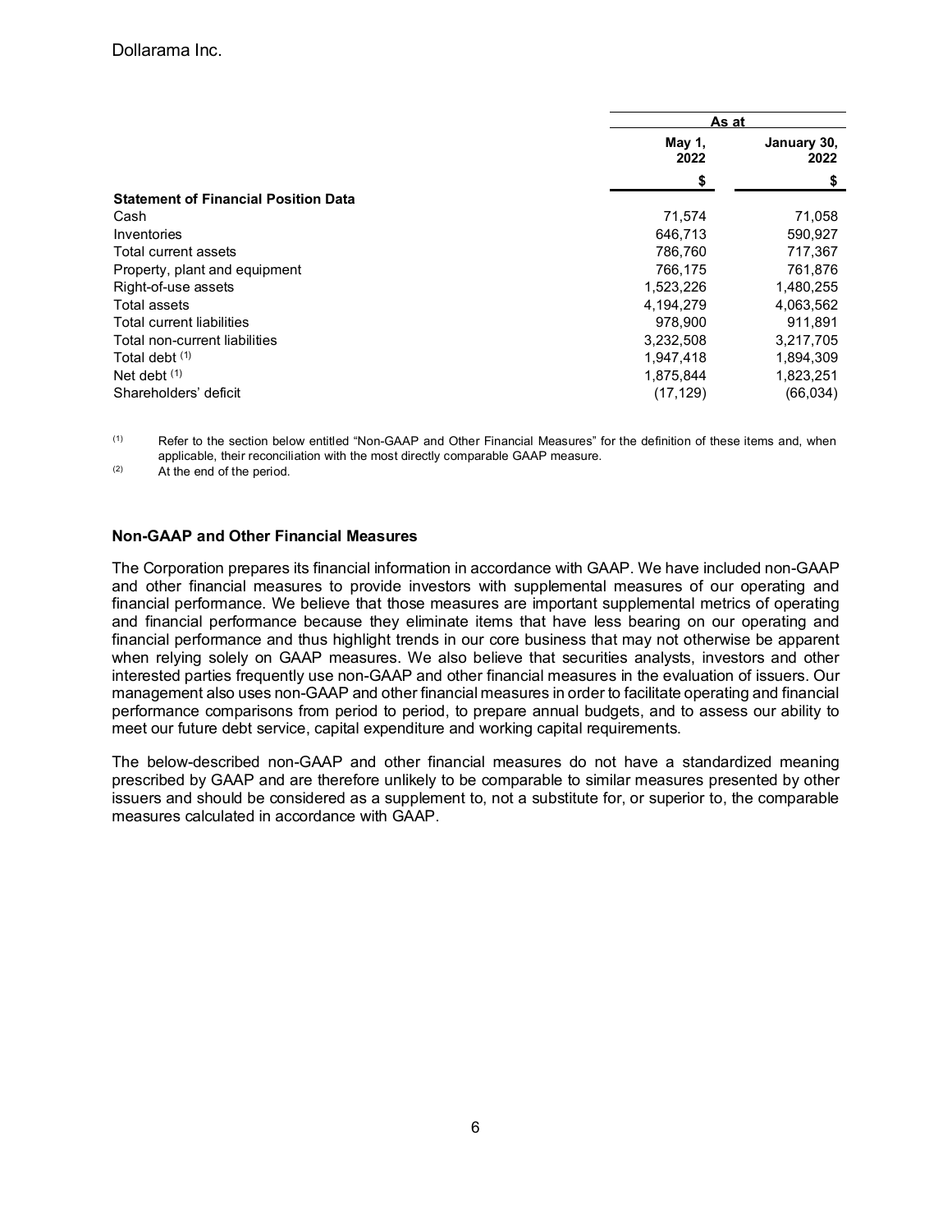| | As at | |
|---|---|---|
| | May 1, 2022 | January 30, 2022 |
| | $ | $ |
| **Statement of Financial Position Data** | | |
| Cash | 71,574 | 71,058 |
| Inventories | 646,713 | 590,927 |
| Total current assets | 786,760 | 717,367 |
| Property, plant and equipment | 766,175 | 761,876 |
| Right-of-use assets | 1,523,226 | 1,480,255 |
| Total assets | 4,194,279 | 4,063,562 |
| Total current liabilities | 978,900 | 911,891 |
| Total non-current liabilities | 3,232,508 | 3,217,705 |
| Total debt (1) | 1,947,418 | 1,894,309 |
| Net debt (1) | 1,875,844 | 1,823,251 |
| Shareholders' deficit | (17,129) | (66,034) |

(1) Refer to the section below entitled "Non-GAAP and Other Financial Measures" for the definition of these items and, when applicable, their reconciliation with the most directly comparable GAAP measure.

(2) At the end of the period.

**Non-GAAP and Other Financial Measures**

The Corporation prepares its financial information in accordance with GAAP. We have included non-GAAP and other financial measures to provide investors with supplemental measures of our operating and financial performance. We believe that those measures are important supplemental metrics of operating and financial performance because they eliminate items that have less bearing on our operating and financial performance and thus highlight trends in our core business that may not otherwise be apparent when relying solely on GAAP measures. We also believe that securities analysts, investors and other interested parties frequently use non-GAAP and other financial measures in the evaluation of issuers. Our management also uses non-GAAP and other financial measures in order to facilitate operating and financial performance comparisons from period to period, to prepare annual budgets, and to assess our ability to meet our future debt service, capital expenditure and working capital requirements.

The below-described non-GAAP and other financial measures do not have a standardized meaning prescribed by GAAP and are therefore unlikely to be comparable to similar measures presented by other issuers and should be considered as a supplement to, not a substitute for, or superior to, the comparable measures calculated in accordance with GAAP.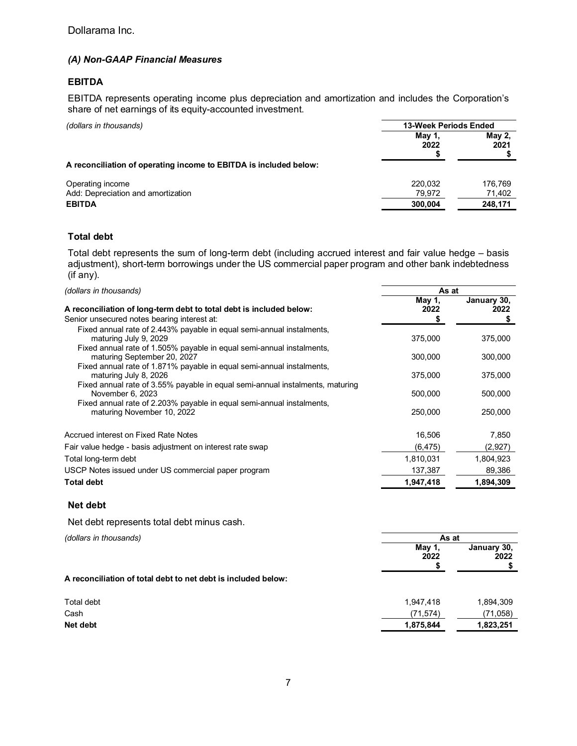Dollarama Inc.

### *(A) Non-GAAP Financial Measures*

#### EBITDA

EBITDA represents operating income plus depreciation and amortization and includes the Corporation's share of net earnings of its equity-accounted investment.

| *(dollars in thousands)* | 13-Week Periods Ended | |
|---|---|---|
| | **May 1, 2022 $** | **May 2, 2021 $** |
| **A reconciliation of operating income to EBITDA is included below:** | | |
| Operating income | 220,032 | 176,769 |
| Add: Depreciation and amortization | 79,972 | 71,402 |
| **EBITDA** | **300,004** | **248,171** |

#### Total debt

Total debt represents the sum of long-term debt (including accrued interest and fair value hedge – basis adjustment), short-term borrowings under the US commercial paper program and other bank indebtedness (if any).

| *(dollars in thousands)* | As at | |
|---|---|---|
| **A reconciliation of long-term debt to total debt is included below:** | **May 1, 2022 $** | **January 30, 2022 $** |
| Senior unsecured notes bearing interest at: | | |
| Fixed annual rate of 2.443% payable in equal semi-annual instalments, maturing July 9, 2029 | 375,000 | 375,000 |
| Fixed annual rate of 1.505% payable in equal semi-annual instalments, maturing September 20, 2027 | 300,000 | 300,000 |
| Fixed annual rate of 1.871% payable in equal semi-annual instalments, maturing July 8, 2026 | 375,000 | 375,000 |
| Fixed annual rate of 3.55% payable in equal semi-annual instalments, maturing November 6, 2023 | 500,000 | 500,000 |
| Fixed annual rate of 2.203% payable in equal semi-annual instalments, maturing November 10, 2022 | 250,000 | 250,000 |
| Accrued interest on Fixed Rate Notes | 16,506 | 7,850 |
| Fair value hedge - basis adjustment on interest rate swap | (6,475) | (2,927) |
| Total long-term debt | 1,810,031 | 1,804,923 |
| USCP Notes issued under US commercial paper program | 137,387 | 89,386 |
| **Total debt** | **1,947,418** | **1,894,309** |

#### Net debt

Net debt represents total debt minus cash.

| *(dollars in thousands)* | As at | |
|---|---|---|
| | **May 1, 2022 $** | **January 30, 2022 $** |
| **A reconciliation of total debt to net debt is included below:** | | |
| Total debt | 1,947,418 | 1,894,309 |
| Cash | (71,574) | (71,058) |
| **Net debt** | **1,875,844** | **1,823,251** |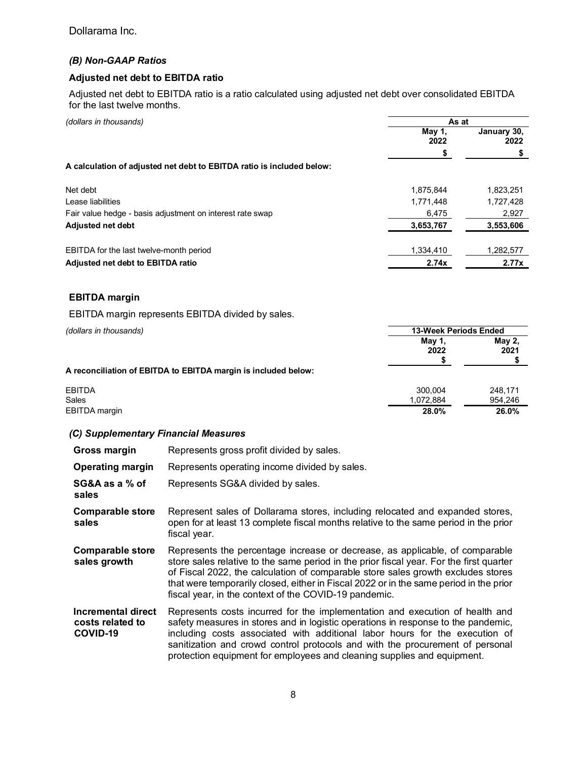### *(B) Non-GAAP Ratios*

#### Adjusted net debt to EBITDA ratio

Adjusted net debt to EBITDA ratio is a ratio calculated using adjusted net debt over consolidated EBITDA for the last twelve months.

| *(dollars in thousands)* | As at | |
|---|---|---|
| | May 1, 2022 | January 30, 2022 |
| | $ | $ |
| **A calculation of adjusted net debt to EBITDA ratio is included below:** | | |
| Net debt | 1,875,844 | 1,823,251 |
| Lease liabilities | 1,771,448 | 1,727,428 |
| Fair value hedge - basis adjustment on interest rate swap | 6,475 | 2,927 |
| **Adjusted net debt** | **3,653,767** | **3,553,606** |
| EBITDA for the last twelve-month period | 1,334,410 | 1,282,577 |
| **Adjusted net debt to EBITDA ratio** | **2.74x** | **2.77x** |

#### EBITDA margin

EBITDA margin represents EBITDA divided by sales.

| *(dollars in thousands)* | 13-Week Periods Ended | |
|---|---|---|
| | May 1, 2022 | May 2, 2021 |
| | $ | $ |
| **A reconciliation of EBITDA to EBITDA margin is included below:** | | |
| EBITDA | 300,004 | 248,171 |
| Sales | 1,072,884 | 954,246 |
| EBITDA margin | **28.0%** | **26.0%** |

### *(C) Supplementary Financial Measures*

| | |
|---|---|
| **Gross margin** | Represents gross profit divided by sales. |
| **Operating margin** | Represents operating income divided by sales. |
| **SG&A as a % of sales** | Represents SG&A divided by sales. |
| **Comparable store sales** | Represent sales of Dollarama stores, including relocated and expanded stores, open for at least 13 complete fiscal months relative to the same period in the prior fiscal year. |
| **Comparable store sales growth** | Represents the percentage increase or decrease, as applicable, of comparable store sales relative to the same period in the prior fiscal year. For the first quarter of Fiscal 2022, the calculation of comparable store sales growth excludes stores that were temporarily closed, either in Fiscal 2022 or in the same period in the prior fiscal year, in the context of the COVID-19 pandemic. |
| **Incremental direct costs related to COVID-19** | Represents costs incurred for the implementation and execution of health and safety measures in stores and in logistic operations in response to the pandemic, including costs associated with additional labor hours for the execution of sanitization and crowd control protocols and with the procurement of personal protection equipment for employees and cleaning supplies and equipment. |